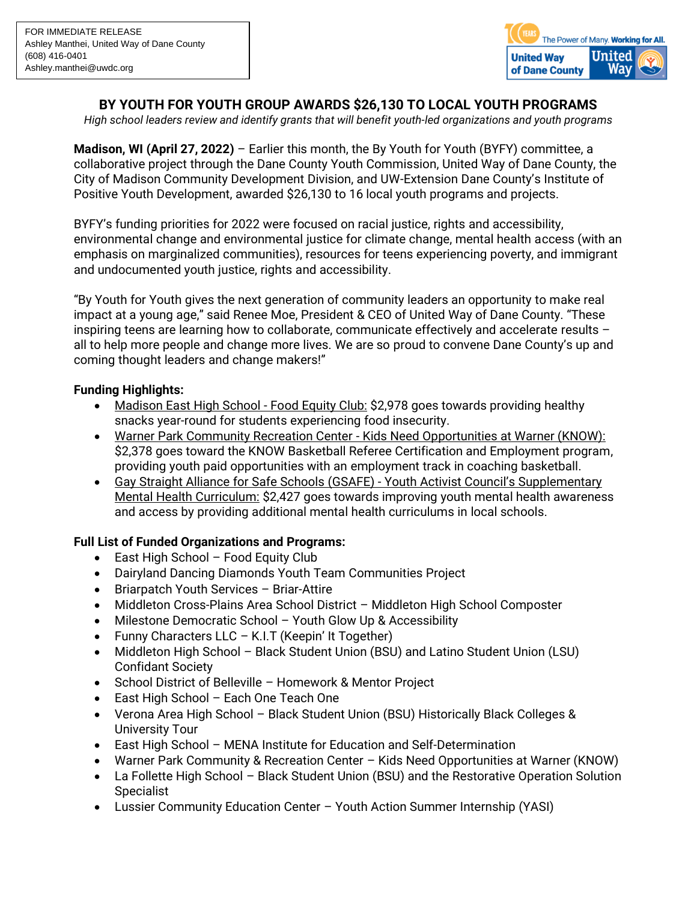FOR IMMEDIATE RELEASE
Ashley Manthei, United Way of Dane County
(608) 416-0401
Ashley.manthei@uwdc.org

The Power of Many. Working for All.
United Way of Dane County

# BY YOUTH FOR YOUTH GROUP AWARDS $26,130 TO LOCAL YOUTH PROGRAMS

*High school leaders review and identify grants that will benefit youth-led organizations and youth programs*

**Madison, WI (April 27, 2022)** – Earlier this month, the By Youth for Youth (BYFY) committee, a collaborative project through the Dane County Youth Commission, United Way of Dane County, the City of Madison Community Development Division, and UW-Extension Dane County's Institute of Positive Youth Development, awarded $26,130 to 16 local youth programs and projects.

BYFY's funding priorities for 2022 were focused on racial justice, rights and accessibility, environmental change and environmental justice for climate change, mental health access (with an emphasis on marginalized communities), resources for teens experiencing poverty, and immigrant and undocumented youth justice, rights and accessibility.

"By Youth for Youth gives the next generation of community leaders an opportunity to make real impact at a young age," said Renee Moe, President & CEO of United Way of Dane County. "These inspiring teens are learning how to collaborate, communicate effectively and accelerate results – all to help more people and change more lives. We are so proud to convene Dane County's up and coming thought leaders and change makers!"

**Funding Highlights:**

- Madison East High School - Food Equity Club: $2,978 goes towards providing healthy snacks year-round for students experiencing food insecurity.
- Warner Park Community Recreation Center - Kids Need Opportunities at Warner (KNOW): $2,378 goes toward the KNOW Basketball Referee Certification and Employment program, providing youth paid opportunities with an employment track in coaching basketball.
- Gay Straight Alliance for Safe Schools (GSAFE) - Youth Activist Council's Supplementary Mental Health Curriculum: $2,427 goes towards improving youth mental health awareness and access by providing additional mental health curriculums in local schools.

**Full List of Funded Organizations and Programs:**

- East High School – Food Equity Club
- Dairyland Dancing Diamonds Youth Team Communities Project
- Briarpatch Youth Services – Briar-Attire
- Middleton Cross-Plains Area School District – Middleton High School Composter
- Milestone Democratic School – Youth Glow Up & Accessibility
- Funny Characters LLC – K.I.T (Keepin' It Together)
- Middleton High School – Black Student Union (BSU) and Latino Student Union (LSU) Confidant Society
- School District of Belleville – Homework & Mentor Project
- East High School – Each One Teach One
- Verona Area High School – Black Student Union (BSU) Historically Black Colleges & University Tour
- East High School – MENA Institute for Education and Self-Determination
- Warner Park Community & Recreation Center – Kids Need Opportunities at Warner (KNOW)
- La Follette High School – Black Student Union (BSU) and the Restorative Operation Solution Specialist
- Lussier Community Education Center – Youth Action Summer Internship (YASI)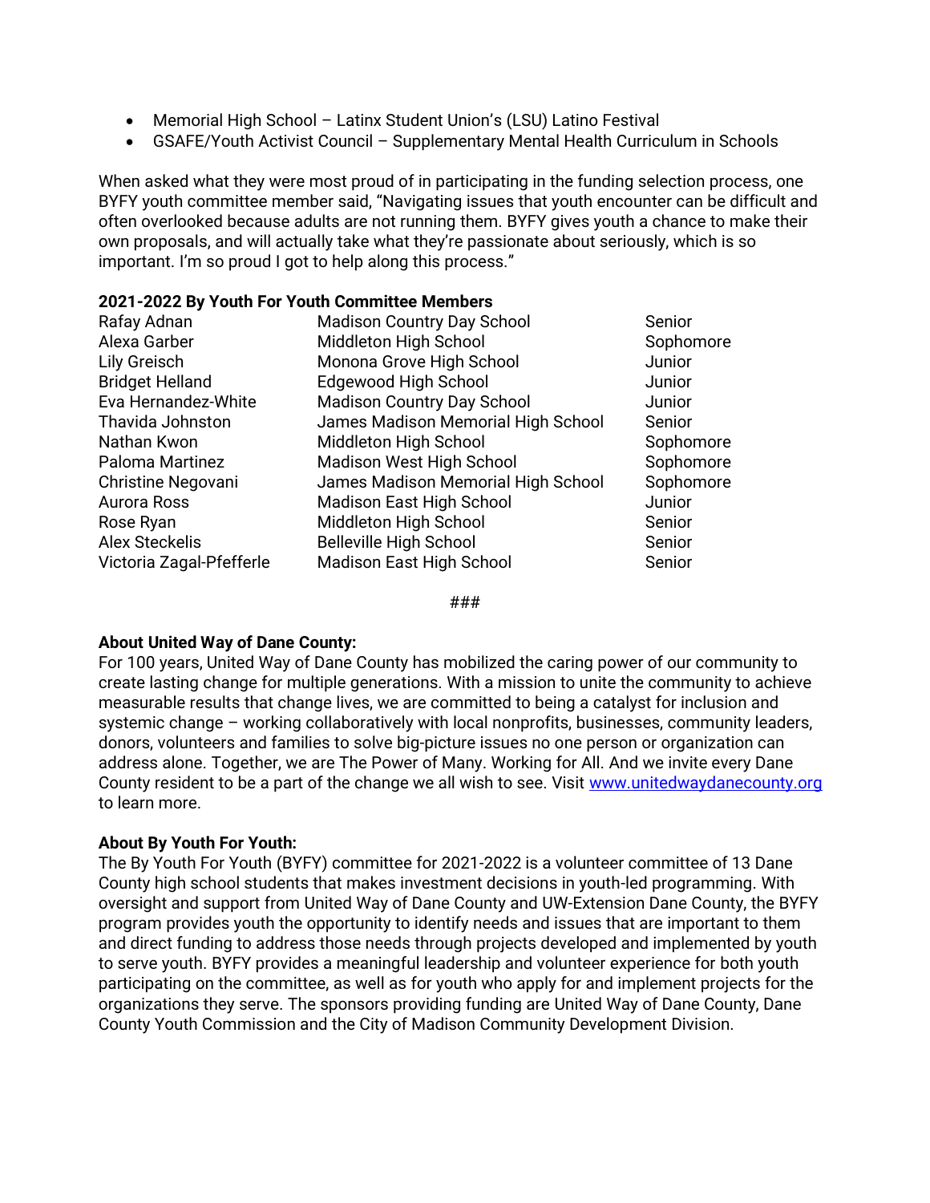- Memorial High School – Latinx Student Union's (LSU) Latino Festival
- GSAFE/Youth Activist Council – Supplementary Mental Health Curriculum in Schools

When asked what they were most proud of in participating in the funding selection process, one BYFY youth committee member said, "Navigating issues that youth encounter can be difficult and often overlooked because adults are not running them. BYFY gives youth a chance to make their own proposals, and will actually take what they're passionate about seriously, which is so important. I'm so proud I got to help along this process."

**2021-2022 By Youth For Youth Committee Members**

| | | |
|---|---|---|
| Rafay Adnan | Madison Country Day School | Senior |
| Alexa Garber | Middleton High School | Sophomore |
| Lily Greisch | Monona Grove High School | Junior |
| Bridget Helland | Edgewood High School | Junior |
| Eva Hernandez-White | Madison Country Day School | Junior |
| Thavida Johnston | James Madison Memorial High School | Senior |
| Nathan Kwon | Middleton High School | Sophomore |
| Paloma Martinez | Madison West High School | Sophomore |
| Christine Negovani | James Madison Memorial High School | Sophomore |
| Aurora Ross | Madison East High School | Junior |
| Rose Ryan | Middleton High School | Senior |
| Alex Steckelis | Belleville High School | Senior |
| Victoria Zagal-Pfefferle | Madison East High School | Senior |

###

**About United Way of Dane County:**
For 100 years, United Way of Dane County has mobilized the caring power of our community to create lasting change for multiple generations. With a mission to unite the community to achieve measurable results that change lives, we are committed to being a catalyst for inclusion and systemic change – working collaboratively with local nonprofits, businesses, community leaders, donors, volunteers and families to solve big-picture issues no one person or organization can address alone. Together, we are The Power of Many. Working for All. And we invite every Dane County resident to be a part of the change we all wish to see. Visit [www.unitedwaydanecounty.org](http://www.unitedwaydanecounty.org) to learn more.

**About By Youth For Youth:**
The By Youth For Youth (BYFY) committee for 2021-2022 is a volunteer committee of 13 Dane County high school students that makes investment decisions in youth-led programming. With oversight and support from United Way of Dane County and UW-Extension Dane County, the BYFY program provides youth the opportunity to identify needs and issues that are important to them and direct funding to address those needs through projects developed and implemented by youth to serve youth. BYFY provides a meaningful leadership and volunteer experience for both youth participating on the committee, as well as for youth who apply for and implement projects for the organizations they serve. The sponsors providing funding are United Way of Dane County, Dane County Youth Commission and the City of Madison Community Development Division.